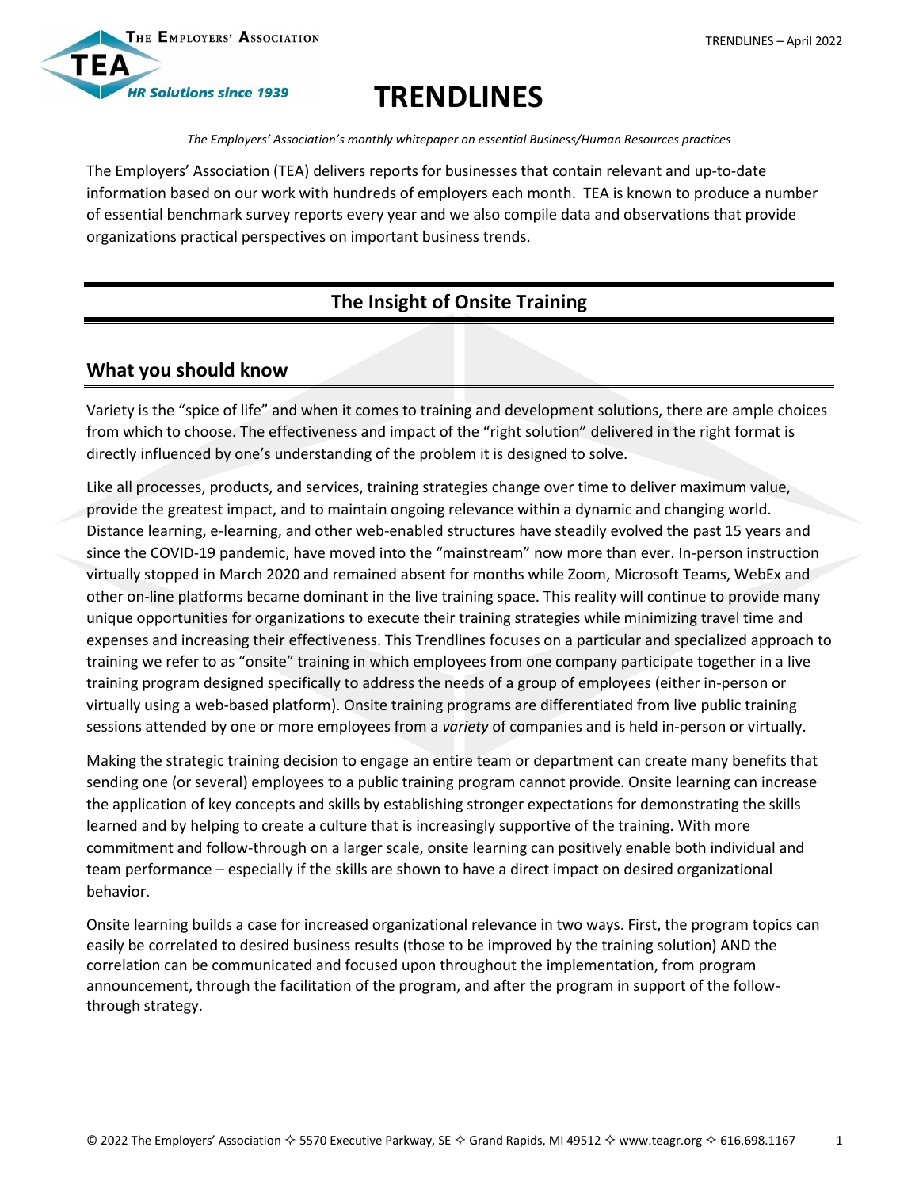# TRENDLINES

*The Employers' Association's monthly whitepaper on essential Business/Human Resources practices*

The Employers' Association (TEA) delivers reports for businesses that contain relevant and up-to-date information based on our work with hundreds of employers each month. TEA is known to produce a number of essential benchmark survey reports every year and we also compile data and observations that provide organizations practical perspectives on important business trends.

## The Insight of Onsite Training

### What you should know

Variety is the "spice of life" and when it comes to training and development solutions, there are ample choices from which to choose. The effectiveness and impact of the "right solution" delivered in the right format is directly influenced by one's understanding of the problem it is designed to solve.

Like all processes, products, and services, training strategies change over time to deliver maximum value, provide the greatest impact, and to maintain ongoing relevance within a dynamic and changing world. Distance learning, e-learning, and other web-enabled structures have steadily evolved the past 15 years and since the COVID-19 pandemic, have moved into the "mainstream" now more than ever. In-person instruction virtually stopped in March 2020 and remained absent for months while Zoom, Microsoft Teams, WebEx and other on-line platforms became dominant in the live training space. This reality will continue to provide many unique opportunities for organizations to execute their training strategies while minimizing travel time and expenses and increasing their effectiveness. This Trendlines focuses on a particular and specialized approach to training we refer to as "onsite" training in which employees from one company participate together in a live training program designed specifically to address the needs of a group of employees (either in-person or virtually using a web-based platform). Onsite training programs are differentiated from live public training sessions attended by one or more employees from a *variety* of companies and is held in-person or virtually.

Making the strategic training decision to engage an entire team or department can create many benefits that sending one (or several) employees to a public training program cannot provide. Onsite learning can increase the application of key concepts and skills by establishing stronger expectations for demonstrating the skills learned and by helping to create a culture that is increasingly supportive of the training. With more commitment and follow-through on a larger scale, onsite learning can positively enable both individual and team performance – especially if the skills are shown to have a direct impact on desired organizational behavior.

Onsite learning builds a case for increased organizational relevance in two ways. First, the program topics can easily be correlated to desired business results (those to be improved by the training solution) AND the correlation can be communicated and focused upon throughout the implementation, from program announcement, through the facilitation of the program, and after the program in support of the follow-through strategy.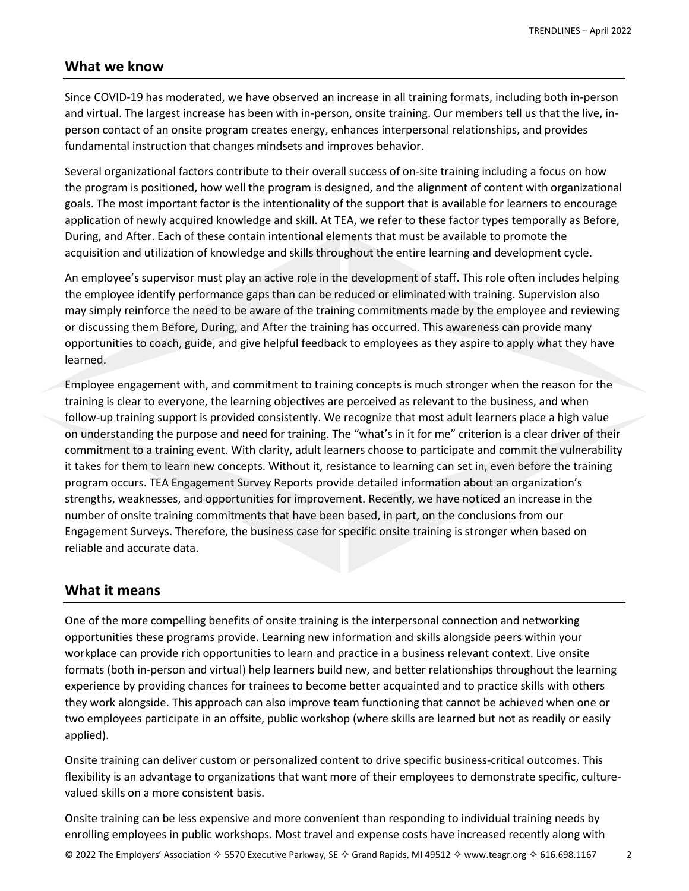## What we know

Since COVID-19 has moderated, we have observed an increase in all training formats, including both in-person and virtual. The largest increase has been with in-person, onsite training. Our members tell us that the live, in-person contact of an onsite program creates energy, enhances interpersonal relationships, and provides fundamental instruction that changes mindsets and improves behavior.

Several organizational factors contribute to their overall success of on-site training including a focus on how the program is positioned, how well the program is designed, and the alignment of content with organizational goals. The most important factor is the intentionality of the support that is available for learners to encourage application of newly acquired knowledge and skill. At TEA, we refer to these factor types temporally as Before, During, and After. Each of these contain intentional elements that must be available to promote the acquisition and utilization of knowledge and skills throughout the entire learning and development cycle.

An employee's supervisor must play an active role in the development of staff. This role often includes helping the employee identify performance gaps than can be reduced or eliminated with training. Supervision also may simply reinforce the need to be aware of the training commitments made by the employee and reviewing or discussing them Before, During, and After the training has occurred. This awareness can provide many opportunities to coach, guide, and give helpful feedback to employees as they aspire to apply what they have learned.

Employee engagement with, and commitment to training concepts is much stronger when the reason for the training is clear to everyone, the learning objectives are perceived as relevant to the business, and when follow-up training support is provided consistently. We recognize that most adult learners place a high value on understanding the purpose and need for training. The "what's in it for me" criterion is a clear driver of their commitment to a training event. With clarity, adult learners choose to participate and commit the vulnerability it takes for them to learn new concepts. Without it, resistance to learning can set in, even before the training program occurs. TEA Engagement Survey Reports provide detailed information about an organization's strengths, weaknesses, and opportunities for improvement. Recently, we have noticed an increase in the number of onsite training commitments that have been based, in part, on the conclusions from our Engagement Surveys. Therefore, the business case for specific onsite training is stronger when based on reliable and accurate data.

## What it means

One of the more compelling benefits of onsite training is the interpersonal connection and networking opportunities these programs provide. Learning new information and skills alongside peers within your workplace can provide rich opportunities to learn and practice in a business relevant context. Live onsite formats (both in-person and virtual) help learners build new, and better relationships throughout the learning experience by providing chances for trainees to become better acquainted and to practice skills with others they work alongside. This approach can also improve team functioning that cannot be achieved when one or two employees participate in an offsite, public workshop (where skills are learned but not as readily or easily applied).

Onsite training can deliver custom or personalized content to drive specific business-critical outcomes. This flexibility is an advantage to organizations that want more of their employees to demonstrate specific, culture-valued skills on a more consistent basis.

Onsite training can be less expensive and more convenient than responding to individual training needs by enrolling employees in public workshops. Most travel and expense costs have increased recently along with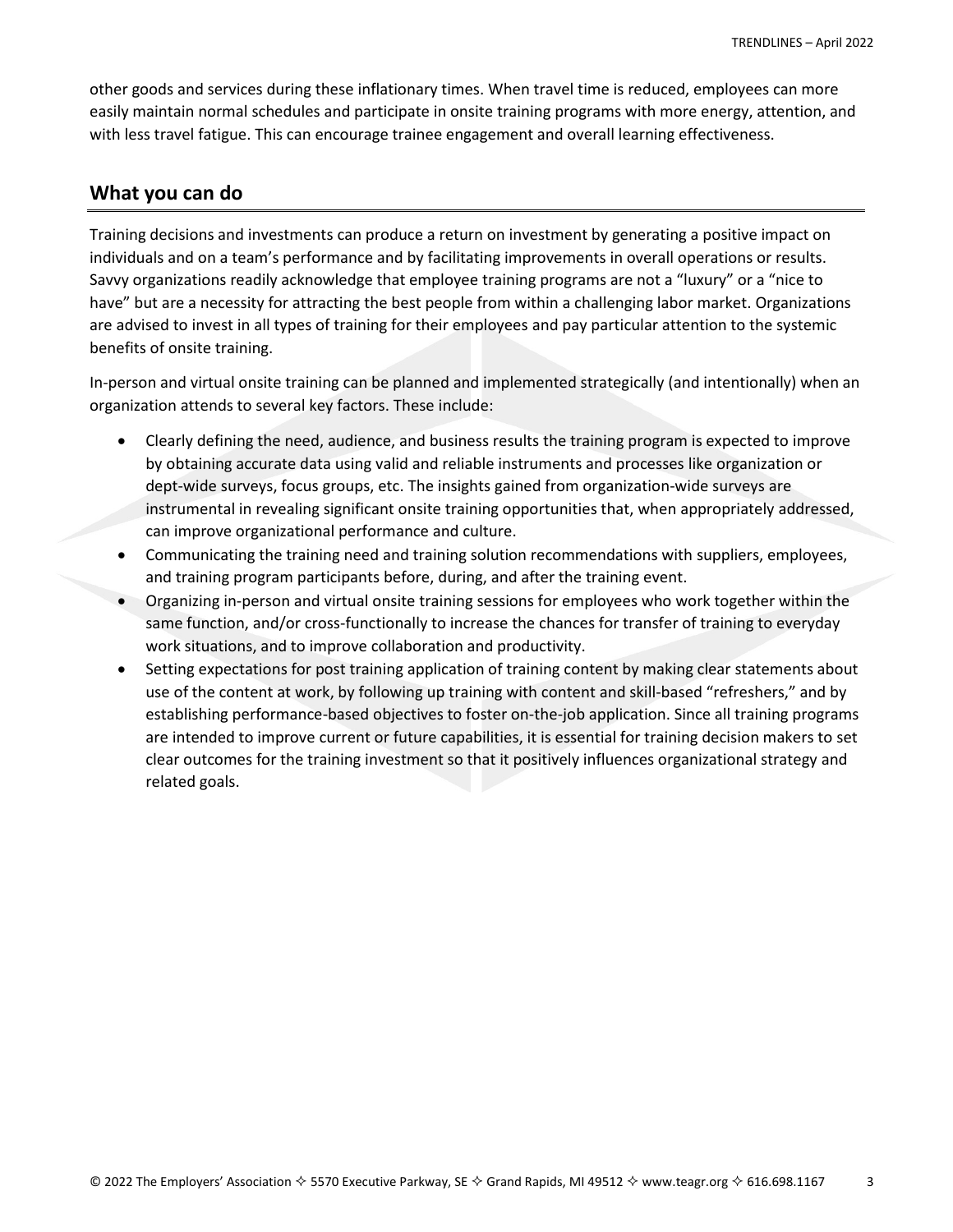other goods and services during these inflationary times. When travel time is reduced, employees can more easily maintain normal schedules and participate in onsite training programs with more energy, attention, and with less travel fatigue. This can encourage trainee engagement and overall learning effectiveness.

## What you can do

Training decisions and investments can produce a return on investment by generating a positive impact on individuals and on a team's performance and by facilitating improvements in overall operations or results. Savvy organizations readily acknowledge that employee training programs are not a "luxury" or a "nice to have" but are a necessity for attracting the best people from within a challenging labor market. Organizations are advised to invest in all types of training for their employees and pay particular attention to the systemic benefits of onsite training.

In-person and virtual onsite training can be planned and implemented strategically (and intentionally) when an organization attends to several key factors. These include:

- Clearly defining the need, audience, and business results the training program is expected to improve by obtaining accurate data using valid and reliable instruments and processes like organization or dept-wide surveys, focus groups, etc. The insights gained from organization-wide surveys are instrumental in revealing significant onsite training opportunities that, when appropriately addressed, can improve organizational performance and culture.
- Communicating the training need and training solution recommendations with suppliers, employees, and training program participants before, during, and after the training event.
- Organizing in-person and virtual onsite training sessions for employees who work together within the same function, and/or cross-functionally to increase the chances for transfer of training to everyday work situations, and to improve collaboration and productivity.
- Setting expectations for post training application of training content by making clear statements about use of the content at work, by following up training with content and skill-based "refreshers," and by establishing performance-based objectives to foster on-the-job application. Since all training programs are intended to improve current or future capabilities, it is essential for training decision makers to set clear outcomes for the training investment so that it positively influences organizational strategy and related goals.